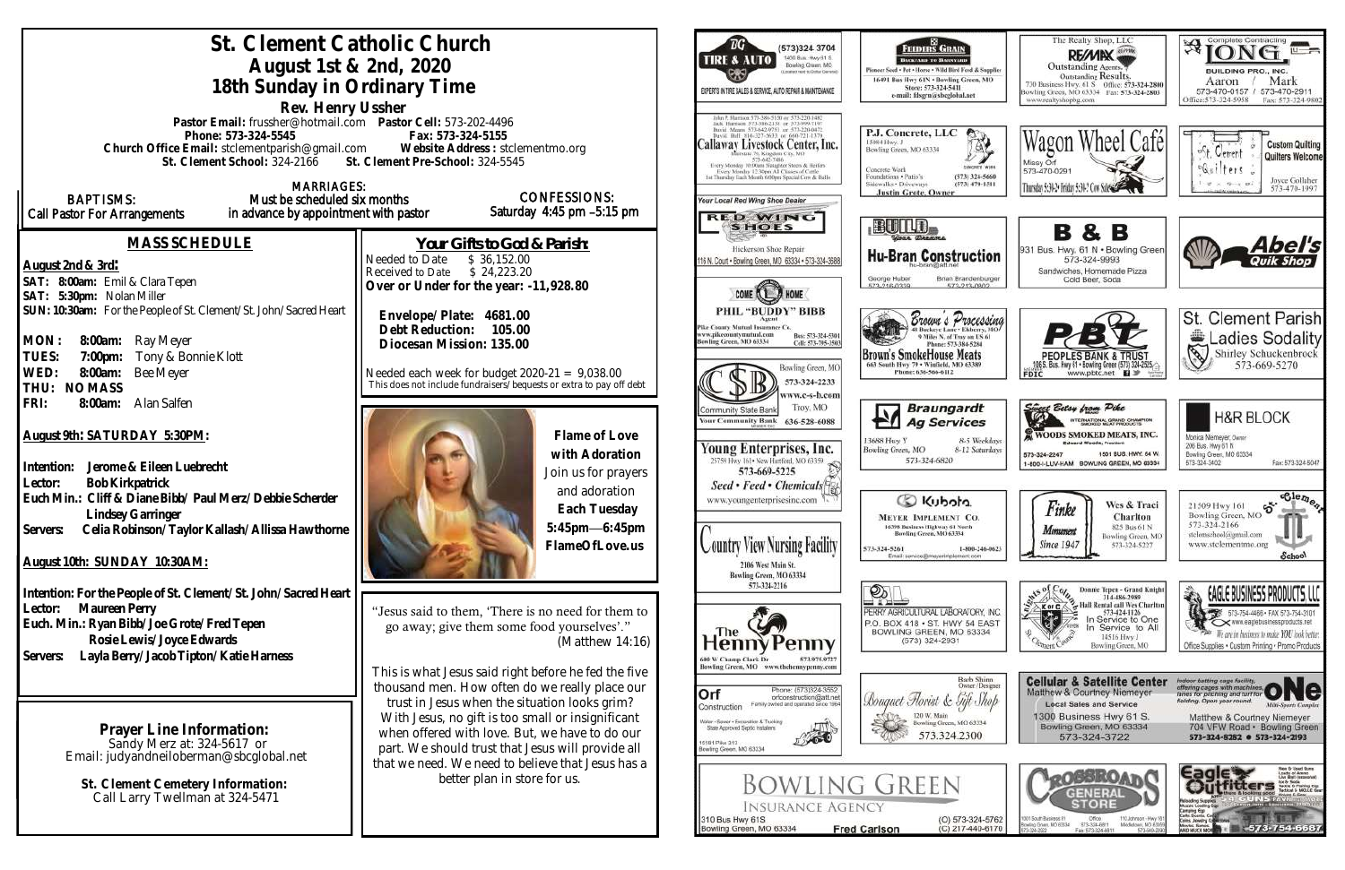# St. Clement Catholic Church

## August 1st & 2nd, 2020

## 18th Sunday in Ordinary Time

**Rev. Henry Ussher**

**Pastor Email:** frussher@hotmail.com **Pastor Cell:** 573-202-4496

**Phone: 573-324-5455** **Fax: 573-324-5155**

**Church Office Email:** stclementparish@gmail.com **Website Address:** stclementmo.org

**St. Clement School:** 324-2166 **St. Clement Pre-School:** 324-5545

**BAPTISMS:** Call Pastor For Arrangements

**MARRIAGES:** Must be scheduled six months in advance by appointment with pastor

**CONFESSIONS:** Saturday 4:45 pm –5:15 pm

## MASS SCHEDULE

**August 2nd & 3rd:**

**SAT: 8:00am:** Emil & Clara Tepen

**SAT: 5:30pm:** Nolan Miller

**SUN: 10:30am:** For the People of St. Clement/St. John/Sacred Heart

**MON: 8:00am:** Ray Meyer

**TUES: 7:00pm:** Tony & Bonnie Klott

**WED: 8:00am:** Bee Meyer

**THU: NO MASS**

**FRI: 8:00am:** Alan Salfen

**August 9th: SATURDAY 5:30PM:**

**Intention:** Jerome & Eileen Luebrecht

**Lector:** Bob Kirkpatrick

**Euch Min.:** Cliff & Diane Bibb/ Paul Merz/ Debbie Scherder Lindsey Garringer

**Servers:** Celia Robinson/ Taylor Kallash/ Allissa Hawthorne

**August 10th: SUNDAY 10:30AM:**

**Intention: For the People of St. Clement/ St. John/ Sacred Heart**

**Lector:** Maureen Perry

**Euch. Min.:** Ryan Bibb/ Joe Grote/ Fred Tepen Rosie Lewis/ Joyce Edwards

**Servers:** Layla Berry/ Jacob Tipton/ Katie Harness

**Prayer Line Information:**
Sandy Merz at: 324-5617 or
Email: judyandneiloberman@sbcglobal.net

**St. Clement Cemetery Information:**
Call Larry Twellman at 324-5471

## Your Gifts to God & Parish:

Needed to Date $ 36,152.00
Received to Date $ 24,223.20
**Over or Under for the year: -11,928.80**

**Envelope/Plate: 4681.00**
**Debt Reduction: 105.00**
**Diocesan Mission: 135.00**

Needed each week for budget 2020-21 = 9,038.00
This does not include fundraisers/bequests or extra to pay off debt

**Flame of Love with Adoration**
Join us for prayers and adoration
**Each Tuesday**
**5:45pm—6:45pm**
**FlameOfLove.us**

"Jesus said to them, 'There is no need for them to go away; give them some food yourselves'." (Matthew 14:16)

This is what Jesus said right before he fed the five thousand men. How often do we really place our trust in Jesus when the situation looks grim? With Jesus, no gift is too small or insignificant when offered with love. But, we have to do our part. We should trust that Jesus will provide all that we need. We need to believe that Jesus has a better plan in store for us.

---

BG Tire & Auto — (573)324-3704, 1400 Bus. Hwy 61 S, Bowling Green, MO. Experts in tire sales & service, auto repair & maintenance

Feeders Grain — Backyard to Barnyard. Pioneer Seed • Pet • Horse • Wild Bird Feed & Supplies. 16491 Bus Hwy 61N • Bowling Green, MO. Store: 573-324-5411. e-mail: fdsgrn@sbcglobal.net

The Realty Shop, LLC — RE/MAX. Outstanding Agents. Outstanding Results. 730 Business Hwy. 61 S. Office: 573-324-2800. Bowling Green, MO 63334. Fax: 573-324-2803. www.realtyshopbg.com

Long Building Pro., Inc. — Complete Contracting. Aaron 573-470-0157 / Mark 573-470-2911. Office: 573-324-5958. Fax: 573-324-9802

Callaway Livestock Center, Inc. — John P. Harrison 573-386-5150 or 573-220-1482. Jack Harrison 573-386-2138 or 573-999-7197. David Means 573-642-9753 or 573-220-0472. David Ball 816-327-5633 or 660-721-1379. Interstate 70, Kingdom City, MO. 573-642-7486. Every Monday 10:00am Slaughter Steers & Heifers. Every Monday 12:30pm All Classes of Cattle. 1st Thursday Each Month 6:00pm Special Cow & Bulls

P.J. Concrete, LLC — 15084 Hwy. J, Bowling Green, MO 63334. Concrete Work. Foundations • Patio's. Sidewalks • Driveways. (573) 324-5660. (573) 470-1511. Justin Grote, Owner

Wagon Wheel Café — Missy Orf. 573-470-0291. Thursday 5:30-? • Friday 5:30-? Cow Sale

St. Clement Quilters — Custom Quilting. Quilters Welcome. Joyce Colliver 573-470-1997

Your Local Red Wing Shoe Dealer — Red Wing Shoes. Hickerson Shoe Repair. 116 N. Court • Bowling Green, MO 63334 • 573-324-3688

Build Your Dreams — Hu-Bran Construction. hu-bran@att.net. George Huber 573-216-0339. Brian Brandenburger 573-213-0802

B & B — 931 Bus. Hwy. 61 N • Bowling Green. 573-324-9993. Sandwiches, Homemade Pizza. Cold Beer, Soda

Abel's Quik Shop

Come Home — Phil "Buddy" Bibb, Agent. Pike County Mutual Insurance Co. www.pikecountymutual.com. Bus: 573-324-5301. Bowling Green, MO 63334. Cell: 573-705-3503

Brown's Processing — 43 Buckeye Lane • Eolia, MO. 9 Miles N. of Troy on US 61. Phone: 573-384-5284. Brown's SmokeHouse Meats. 663 South Hwy 79 • Winfield, MO 63389. Phone: 636-566-6112

PBT — Peoples Bank & Trust. 1065 Bus. Hwy 61 • Bowling Green (573) 324-2525. www.pbtc.net. FDIC

St. Clement Parish Ladies Sodality — Shirley Schuckenbrock 573-669-5270

Community State Bank — Your Community Bank. Bowling Green, MO. 573-324-2233. www.c-s-b.com. Troy, MO. 636-528-6088

Braungardt Ag Services — 13688 Hwy Y, Bowling Green, MO. 8-5 Weekdays. 8-12 Saturdays. 573-324-6820

Sweet Betsy from Pike — International Grand Champion Smoked Meat Products. Woods Smoked Meats, Inc. Edward Woods, President. 573-324-2247. 1501 Bus. Hwy. 54 W. 1-800-I-LUV-HAM. Bowling Green, MO 63334

H&R Block — Monica Niemeyer, Owner. 206 Bus. Hwy 61 N. Bowling Green, MO 63334. 573-324-3402. Fax: 573-324-5047

Young Enterprises, Inc. — 25759 Hwy 161 • New Hartford, MO 63359. 573-669-5225. Seed • Feed • Chemicals. www.youngenterprisesinc.com

Kubota — Meyer Implement Co. 16398 Business Highway 61 North. Bowling Green, MO 63334. 573-324-5261. 1-800-246-0623. Email: service@meyerimplement.com

Finke Monument — Since 1947. Wes & Traci Charlton. 825 Bus 61 N. Bowling Green, MO. 573-324-5227

St. Clement School — 21509 Hwy 161, Bowling Green, MO. 573-324-2166. stclemschool@gmail.com. www.stclementmo.org

Country View Nursing Facility — 2106 West Main St. Bowling Green, MO 63334. 573-324-2216

Perry Agricultural Laboratory, Inc. — P.O. Box 418 • St. Hwy 54 East. Bowling Green, MO 63334. (573) 324-2931

Knights of Columbus — Donnie Tepen - Grand Knight 314-486-2989. Hall Rental call Wes Charlton 573-424-1126. In Service to One. In Service to All. 14516 Hwy J. Bowling Green, MO

Eagle Business Products, LLC — 573-754-4486 • Fax 573-754-3101. www.eaglebusinessproducts.net. We are in business to make YOU look better. Office Supplies • Custom Printing • Promo Products

The Henry Penny — 600 W Champ Clark Dr. 573.975.0727. Bowling Green, MO. www.thehennypenny.com

Orf Construction — Phone: (573)324-3552. orfconstruction@att.net. Family owned and operated since 1964. Water • Sewer • Excavation & Trucking. State Approved Septic Installers. 15161 Pike 313, Bowling Green, MO 63334

Bouquet Florist & Gift Shop — Barb Shinn, Owner/Designer. 120 W. Main. Bowling Green, MO 63334. 573.324.2300

Cellular & Satellite Center — Matthew & Courtney Niemeyer. Local Sales and Service. 1300 Business Hwy 61 S. Bowling Green, MO 63334. 573-324-3722

One Mini-Sports Complex — Indoor batting cage facility, offering cages with machines, lanes for pitching and turf for fielding. Open year round. Matthew & Courtney Niemeyer. 704 VFW Road • Bowling Green. 573-324-8282 • 573-324-2193

Bowling Green Insurance Agency — 310 Bus Hwy 61S. Bowling Green, MO 63334. Fred Carlson. (O) 573-324-5762. (C) 217-440-6170

Crossroads General Store — 1001 South Business 61. Bowling Green, MO 63334. 573-324-2022. Office 573-324-6811. Fax: 573-324-6811. 110 Johnson • Hwy 161, Middletown, MO 63359. 573-549-2090

Eagle Outfitters — 573-754-6587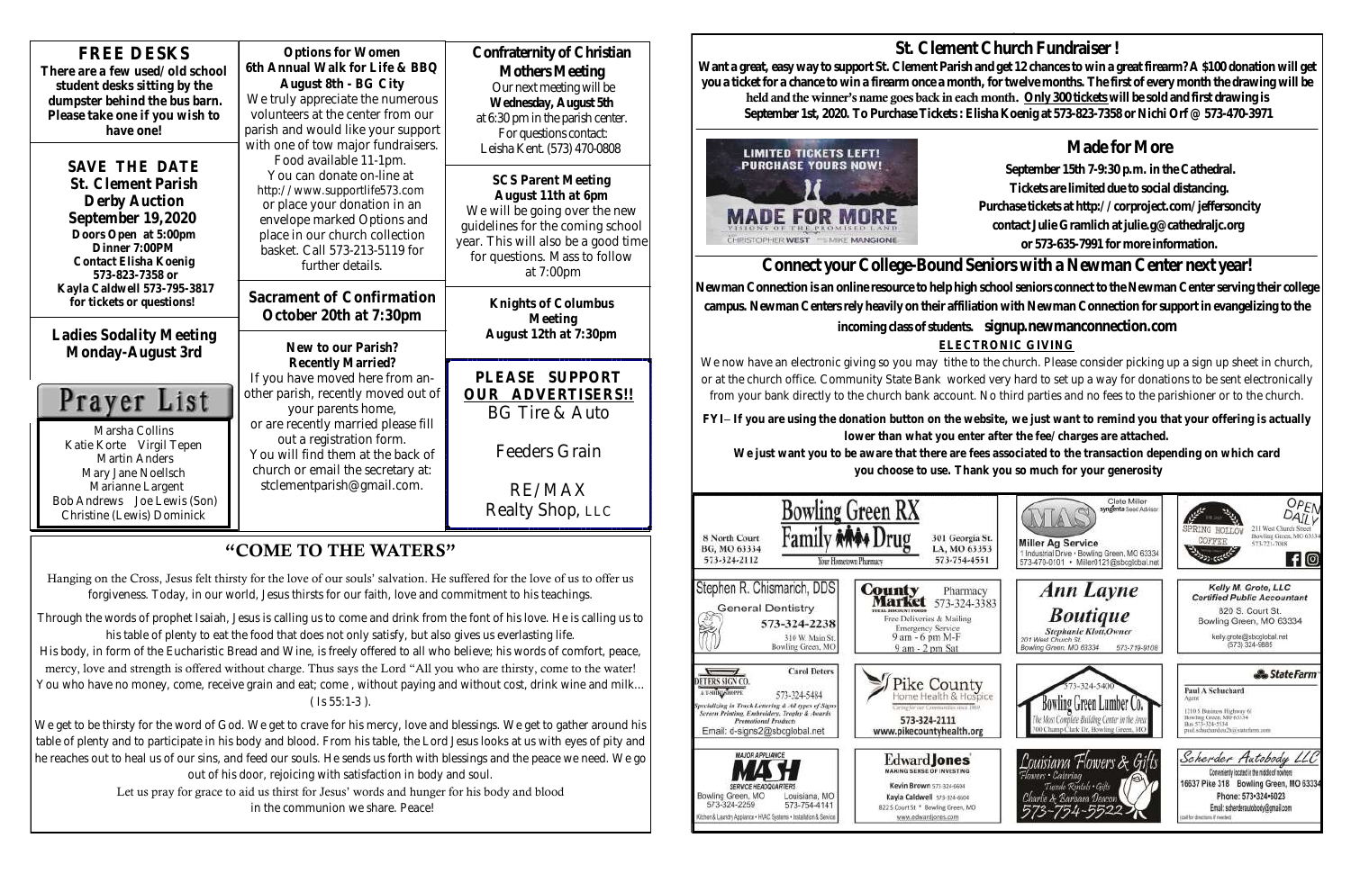## FREE DESKS

**There are a few used/old school student desks sitting by the dumpster behind the bus barn. Please take one if you wish to have one!**

## SAVE THE DATE

**St. Clement Parish Derby Auction**

**September 19,2020**

**Doors Open at 5:00pm**

**Dinner 7:00PM**

**Contact Elisha Koenig 573-823-7358 or Kayla Caldwell 573-795-3817 for tickets or questions!**

## Ladies Sodality Meeting Monday-August 3rd

## Prayer List

Marsha Collins
Katie Korte Virgil Tepen
Martin Anders
Mary Jane Noellsch
Marianne Largent
Bob Andrews Joe Lewis (Son)
Christine (Lewis) Dominick

## Options for Women 6th Annual Walk for Life & BBQ

**August 8th - BG City**

We truly appreciate the numerous volunteers at the center from our parish and would like your support with one of tow major fundraisers. Food available 11-1pm. You can donate on-line at http://www.supportlife573.com or place your donation in an envelope marked Options and place in our church collection basket. Call 573-213-5119 for further details.

## Sacrament of Confirmation October 20th at 7:30pm

## New to our Parish? Recently Married?

If you have moved here from another parish, recently moved out of your parents home, or are recently married please fill out a registration form. You will find them at the back of church or email the secretary at: stclementparish@gmail.com.

## Confraternity of Christian Mothers Meeting

Our next meeting will be **Wednesday, August 5th** at 6:30 pm in the parish center. For questions contact: Leisha Kent. (573) 470-0808

## SCS Parent Meeting August 11th at 6pm

We will be going over the new guidelines for the coming school year. This will also be a good time for questions. Mass to follow at 7:00pm

## Knights of Columbus Meeting August 12th at 7:30pm

## PLEASE SUPPORT OUR ADVERTISERS!!

BG Tire & Auto

Feeders Grain

RE/MAX Realty Shop, LLC

## "COME TO THE WATERS"

Hanging on the Cross, Jesus felt thirsty for the love of our souls' salvation. He suffered for the love of us to offer us forgiveness. Today, in our world, Jesus thirsts for our faith, love and commitment to his teachings.

Through the words of prophet Isaiah, Jesus is calling us to come and drink from the font of his love. He is calling us to his table of plenty to eat the food that does not only satisfy, but also gives us everlasting life. His body, in form of the Eucharistic Bread and Wine, is freely offered to all who believe; his words of comfort, peace, mercy, love and strength is offered without charge. Thus says the Lord "All you who are thirsty, come to the water! You who have no money, come, receive grain and eat; come , without paying and without cost, drink wine and milk… ( Is 55:1-3 ).

We get to be thirsty for the word of God. We get to crave for his mercy, love and blessings. We get to gather around his table of plenty and to participate in his body and blood. From his table, the Lord Jesus looks at us with eyes of pity and he reaches out to heal us of our sins, and feed our souls. He sends us forth with blessings and the peace we need. We go out of his door, rejoicing with satisfaction in body and soul.

Let us pray for grace to aid us thirst for Jesus' words and hunger for his body and blood in the communion we share. Peace!

## St. Clement Church Fundraiser !

**Want a great, easy way to support St. Clement Parish and get 12 chances to win a great firearm? A $100 donation will get you a ticket for a chance to win a firearm once a month, for twelve months. The first of every month the drawing will be held and the winner's name goes back in each month. Only 300 tickets will be sold and first drawing is September 1st, 2020. To Purchase Tickets : Elisha Koenig at 573-823-7358 or Nichi Orf @ 573-470-3971**

LIMITED TICKETS LEFT! PURCHASE YOURS NOW!
MADE FOR MORE
VISIONS OF THE PROMISED LAND
CHRISTOPHER WEST MIKE MANGIONE

## Made for More

**September 15th 7-9:30 p.m. in the Cathedral.**
**Tickets are limited due to social distancing.**
**Purchase tickets at http://corproject.com/jeffersoncity**
**contact Julie Gramlich at julie.g@cathedraljc.org or 573-635-7991 for more information.**

## Connect your College-Bound Seniors with a Newman Center next year!

**Newman Connection is an online resource to help high school seniors connect to the Newman Center serving their college campus. Newman Centers rely heavily on their affiliation with Newman Connection for support in evangelizing to the incoming class of students. signup.newmanconnection.com**

## ELECTRONIC GIVING

We now have an electronic giving so you may tithe to the church. Please consider picking up a sign up sheet in church, or at the church office. Community State Bank worked very hard to set up a way for donations to be sent electronically from your bank directly to the church bank account. No third parties and no fees to the parishioner or to the church.

**FYI– If you are using the donation button on the website, we just want to remind you that your offering is actually lower than what you enter after the fee/charges are attached.**

**We just want you to be aware that there are fees associated to the transaction depending on which card you choose to use. Thank you so much for your generosity**

Bowling Green RX Family Drug — Your Hometown Pharmacy
8 North Court BG, MO 63334 573-324-2112
301 Georgia St. LA, MO 63353 573-754-4551

MAS — Miller Ag Service — Clate Miller, syngenta Seed Advisor
1 Industrial Drive • Bowling Green, MO 63334
573-470-0101 • Miller0121@sbcglobal.net

Spring Hollow Coffee — Open Daily
211 West Church Street, Bowling Green, MO 63334
573-721-7068

Stephen R. Chismarich, DDS
General Dentistry
573-324-2238
310 W. Main St. Bowling Green, MO

County Market Pharmacy 573-324-3383
Free Deliveries & Mailing
Emergency Service
9 am - 6 pm M-F
9 am - 2 pm Sat

Ann Layne Boutique
Stephanie Klott, Owner
201 West Church St. Bowling Green, MO 63334 573-719-9106

Kelly M. Grote, LLC
Certified Public Accountant
820 S. Court St.
Bowling Green, MO 63334
kelly.grote@sbcglobal.net
(573) 324-9885

Deters Sign Co. & T-Shirt Shoppe
Carol Deters
573-324-5484
Specializing in Truck Lettering & All types of Signs, Screen Printing, Embroidery, Trophy & Awards, Promotional Products
Email: d-signs2@sbcglobal.net

Pike County Home Health & Hospice
573-324-2111
www.pikecountyhealth.org

Bowling Green Lumber Co.
573-324-5400
The Most Complete Building Center in the Area
700 Champ Clark Dr, Bowling Green, MO

State Farm
Paul A Schuchard, Agent
1210 S Business Highway 61
Bowling Green, MO 63334
Bus 573-324-5534
paul.schuchard.nc2t@statefarm.com

MASH — Major Appliance Service Headquarters
Bowling Green, MO 573-324-2259
Louisiana, MO 573-754-4141
Kitchen & Laundry Appliance • HVAC Systems • Installation & Service

Edward Jones — Making Sense of Investing
Kevin Brown 573-324-6604
Kayla Caldwell 573-324-6604
822 S Court St * Bowling Green, MO
www.edwardjones.com

Louisiana Flowers & Gifts
Flowers • Catering • Tuxedo Rentals • Gifts
Charlie & Barbara Deacon
573-754-5522

Scherder Autobody LLC
Conveniently located in the middle of nowhere
16537 Pike 318 Bowling Green, MO 63334
Phone: 573•324•6023
Email: scherderautobody@gmail.com